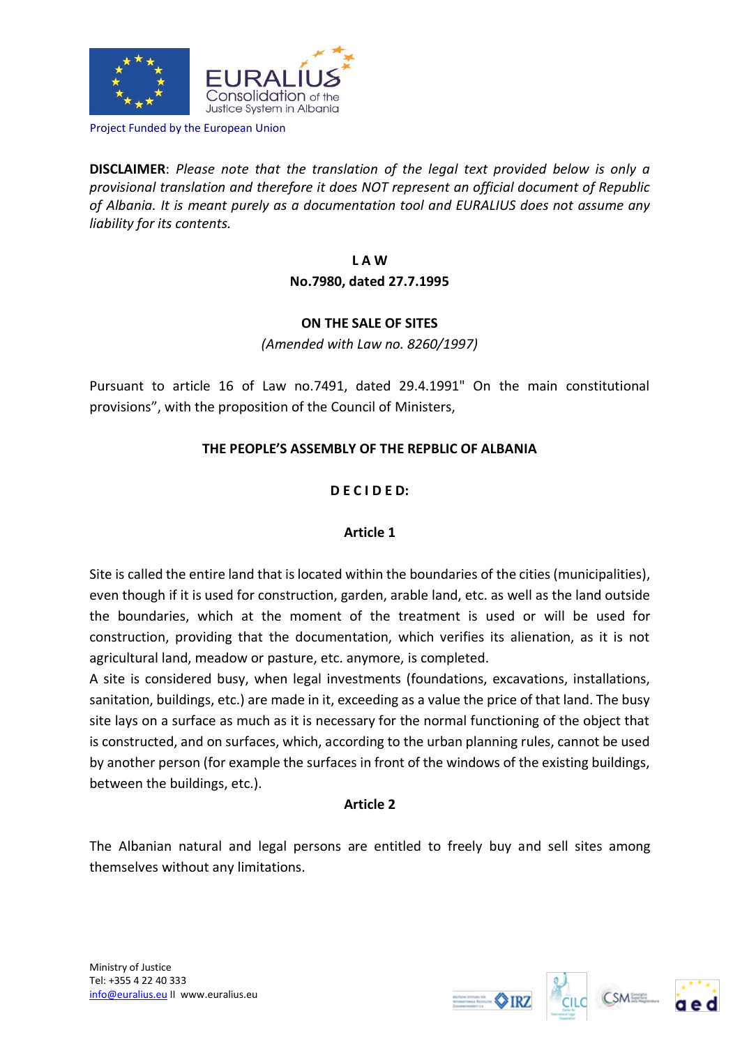Project Funded by the European Union

**DISCLAIMER**: *Please note that the translation of the legal text provided below is only a provisional translation and therefore it does NOT represent an official document of Republic of Albania. It is meant purely as a documentation tool and EURALIUS does not assume any liability for its contents.*

# L A W
## No.7980, dated 27.7.1995

## ON THE SALE OF SITES

*(Amended with Law no. 8260/1997)*

Pursuant to article 16 of Law no.7491, dated 29.4.1991" On the main constitutional provisions", with the proposition of the Council of Ministers,

**THE PEOPLE'S ASSEMBLY OF THE REPBLIC OF ALBANIA**

**D E C I D E D:**

### Article 1

Site is called the entire land that is located within the boundaries of the cities (municipalities), even though if it is used for construction, garden, arable land, etc. as well as the land outside the boundaries, which at the moment of the treatment is used or will be used for construction, providing that the documentation, which verifies its alienation, as it is not agricultural land, meadow or pasture, etc. anymore, is completed.

A site is considered busy, when legal investments (foundations, excavations, installations, sanitation, buildings, etc.) are made in it, exceeding as a value the price of that land. The busy site lays on a surface as much as it is necessary for the normal functioning of the object that is constructed, and on surfaces, which, according to the urban planning rules, cannot be used by another person (for example the surfaces in front of the windows of the existing buildings, between the buildings, etc.).

### Article 2

The Albanian natural and legal persons are entitled to freely buy and sell sites among themselves without any limitations.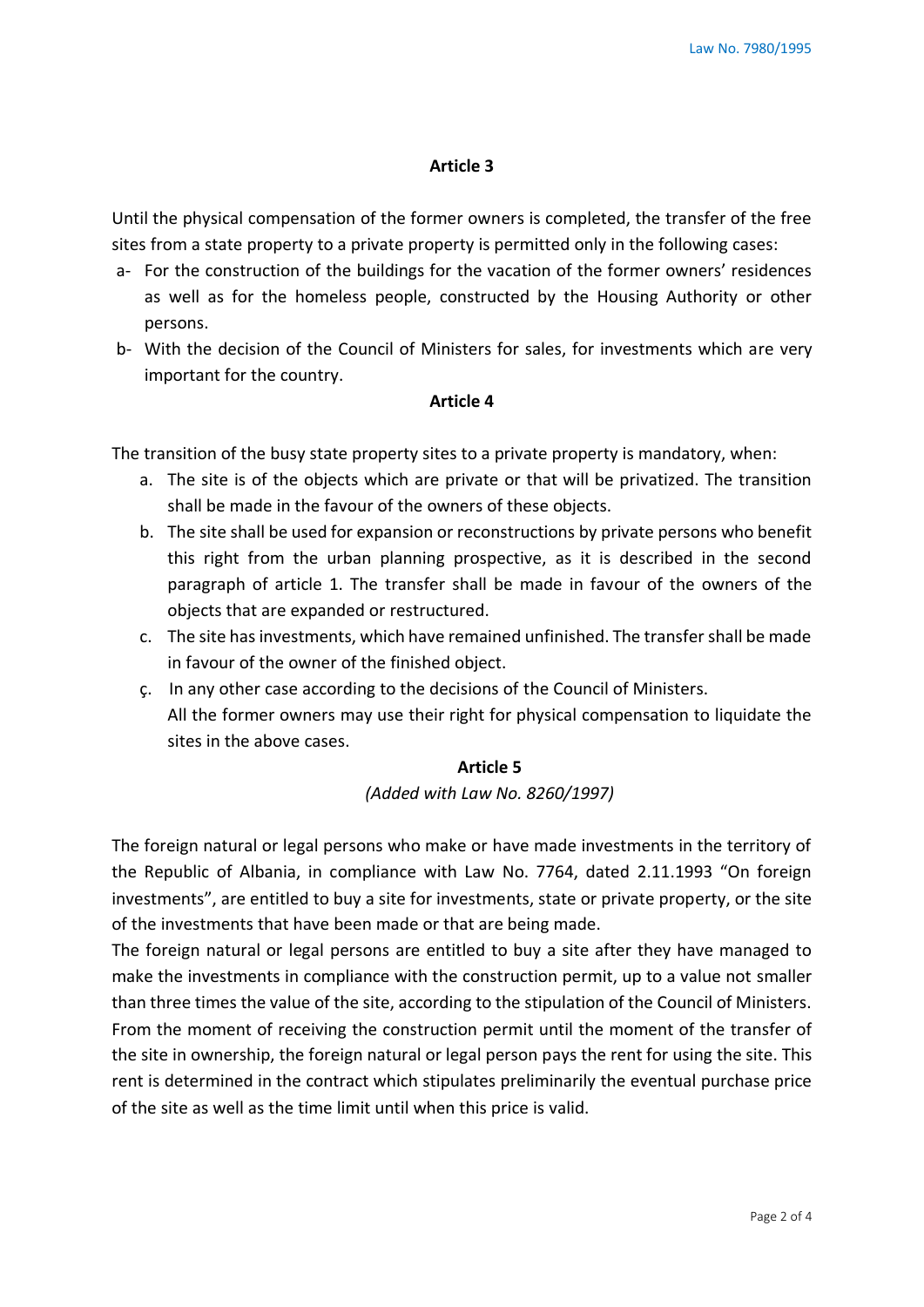### Article 3

Until the physical compensation of the former owners is completed, the transfer of the free sites from a state property to a private property is permitted only in the following cases:

a- For the construction of the buildings for the vacation of the former owners' residences as well as for the homeless people, constructed by the Housing Authority or other persons.

b- With the decision of the Council of Ministers for sales, for investments which are very important for the country.

### Article 4

The transition of the busy state property sites to a private property is mandatory, when:

a. The site is of the objects which are private or that will be privatized. The transition shall be made in the favour of the owners of these objects.

b. The site shall be used for expansion or reconstructions by private persons who benefit this right from the urban planning prospective, as it is described in the second paragraph of article 1. The transfer shall be made in favour of the owners of the objects that are expanded or restructured.

c. The site has investments, which have remained unfinished. The transfer shall be made in favour of the owner of the finished object.

ç. In any other case according to the decisions of the Council of Ministers.

All the former owners may use their right for physical compensation to liquidate the sites in the above cases.

### Article 5

*(Added with Law No. 8260/1997)*

The foreign natural or legal persons who make or have made investments in the territory of the Republic of Albania, in compliance with Law No. 7764, dated 2.11.1993 "On foreign investments", are entitled to buy a site for investments, state or private property, or the site of the investments that have been made or that are being made.

The foreign natural or legal persons are entitled to buy a site after they have managed to make the investments in compliance with the construction permit, up to a value not smaller than three times the value of the site, according to the stipulation of the Council of Ministers. From the moment of receiving the construction permit until the moment of the transfer of the site in ownership, the foreign natural or legal person pays the rent for using the site. This rent is determined in the contract which stipulates preliminarily the eventual purchase price of the site as well as the time limit until when this price is valid.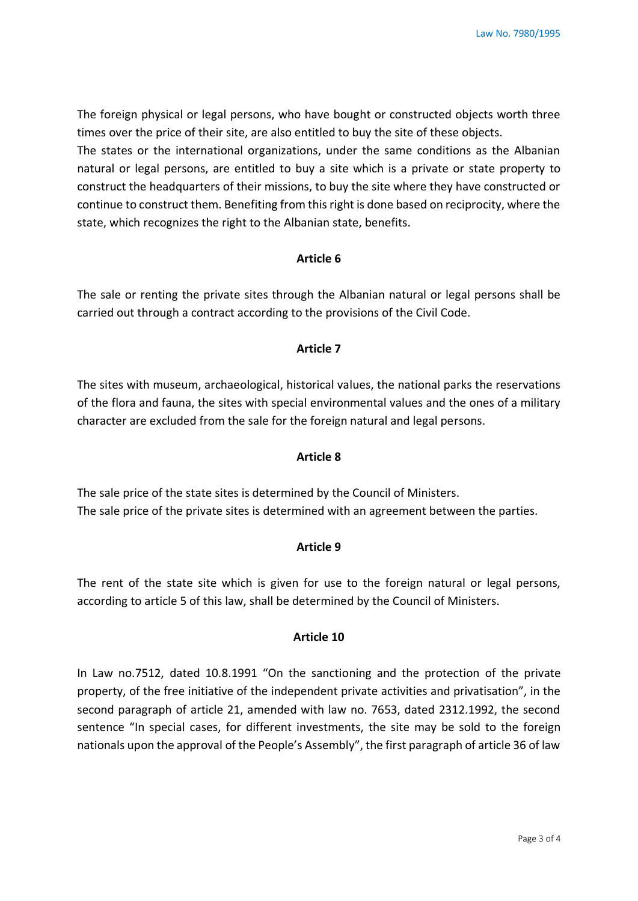The foreign physical or legal persons, who have bought or constructed objects worth three times over the price of their site, are also entitled to buy the site of these objects.
The states or the international organizations, under the same conditions as the Albanian natural or legal persons, are entitled to buy a site which is a private or state property to construct the headquarters of their missions, to buy the site where they have constructed or continue to construct them. Benefiting from this right is done based on reciprocity, where the state, which recognizes the right to the Albanian state, benefits.

**Article 6**

The sale or renting the private sites through the Albanian natural or legal persons shall be carried out through a contract according to the provisions of the Civil Code.

**Article 7**

The sites with museum, archaeological, historical values, the national parks the reservations of the flora and fauna, the sites with special environmental values and the ones of a military character are excluded from the sale for the foreign natural and legal persons.

**Article 8**

The sale price of the state sites is determined by the Council of Ministers.
The sale price of the private sites is determined with an agreement between the parties.

**Article 9**

The rent of the state site which is given for use to the foreign natural or legal persons, according to article 5 of this law, shall be determined by the Council of Ministers.

**Article 10**

In Law no.7512, dated 10.8.1991 "On the sanctioning and the protection of the private property, of the free initiative of the independent private activities and privatisation", in the second paragraph of article 21, amended with law no. 7653, dated 2312.1992, the second sentence "In special cases, for different investments, the site may be sold to the foreign nationals upon the approval of the People's Assembly", the first paragraph of article 36 of law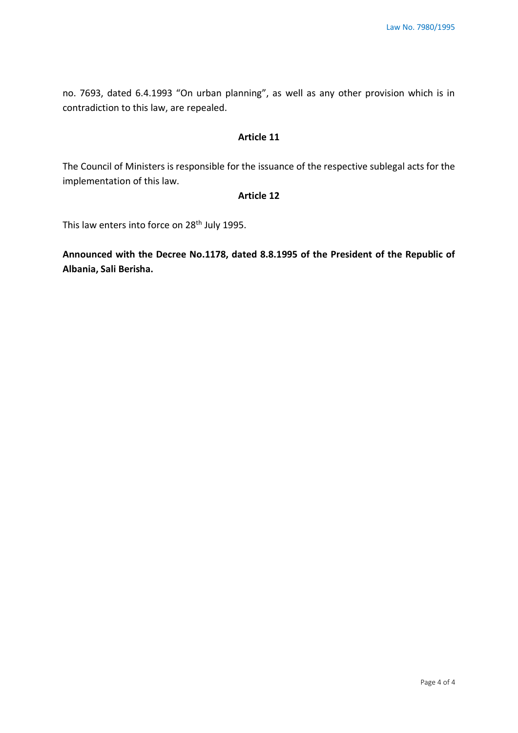no. 7693, dated 6.4.1993 "On urban planning", as well as any other provision which is in contradiction to this law, are repealed.

**Article 11**

The Council of Ministers is responsible for the issuance of the respective sublegal acts for the implementation of this law.

**Article 12**

This law enters into force on 28th July 1995.

**Announced with the Decree No.1178, dated 8.8.1995 of the President of the Republic of Albania, Sali Berisha.**